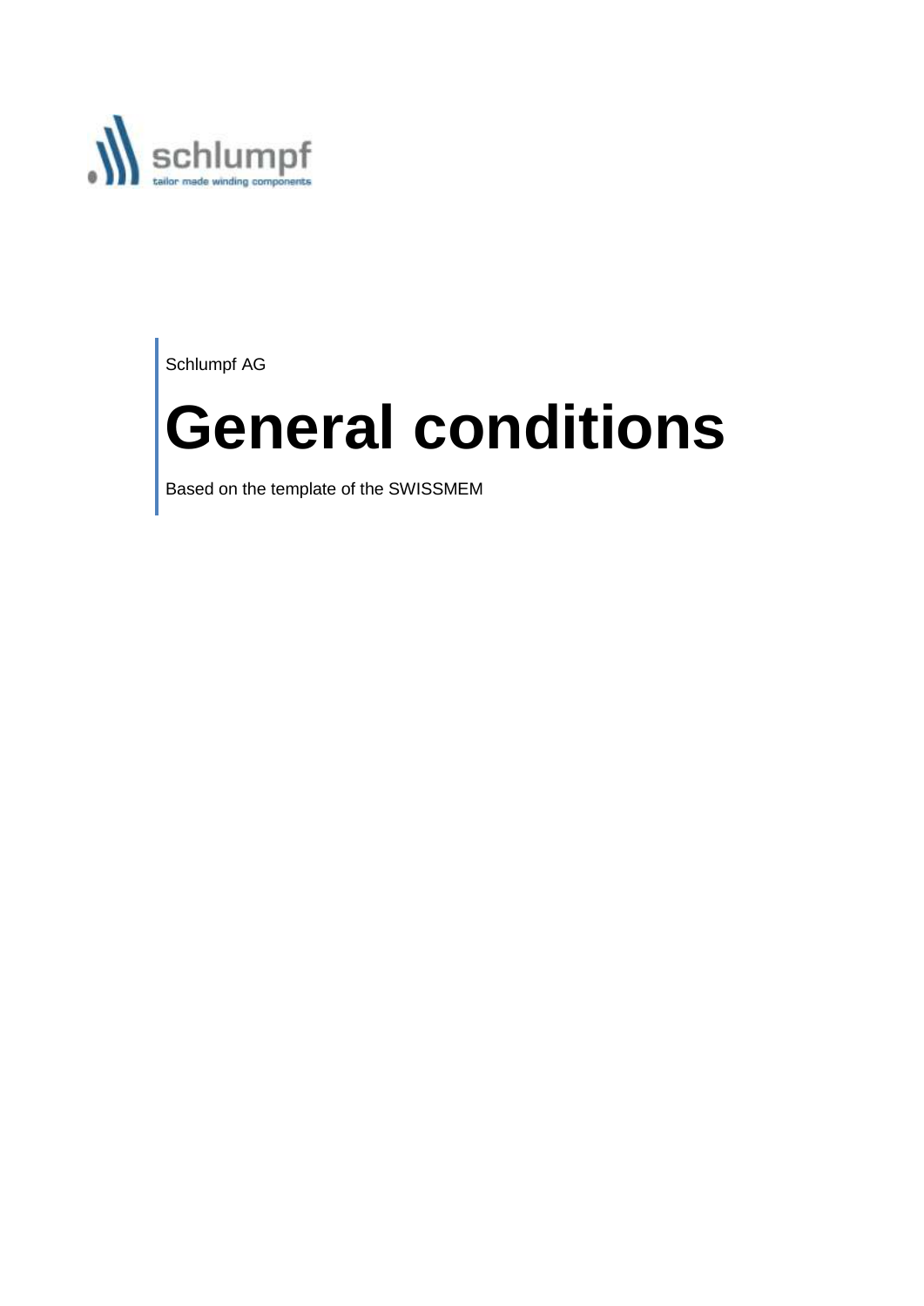Schlumpf AG

# General conditions

Based on the template of the SWISSMEM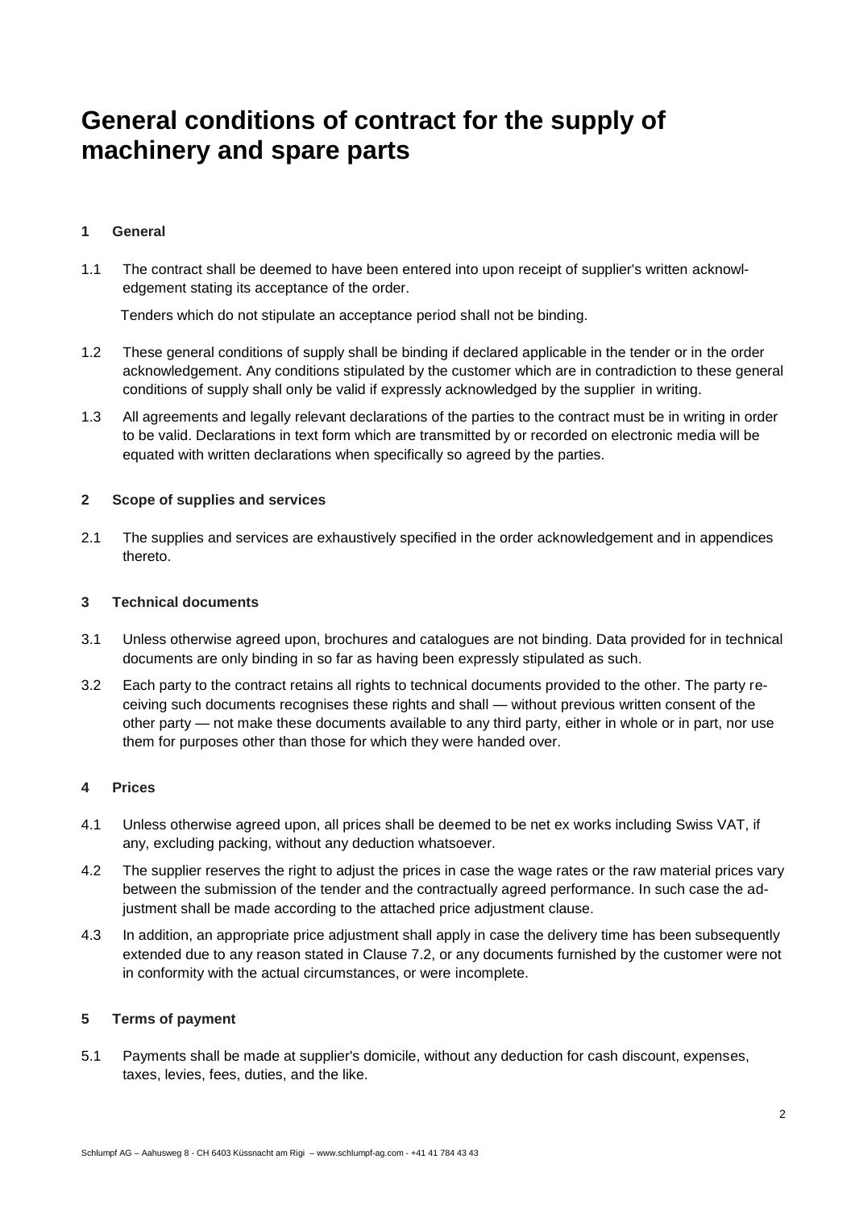# General conditions of contract for the supply of machinery and spare parts

## 1 General

1.1 The contract shall be deemed to have been entered into upon receipt of supplier's written acknowledgement stating its acceptance of the order.

Tenders which do not stipulate an acceptance period shall not be binding.

1.2 These general conditions of supply shall be binding if declared applicable in the tender or in the order acknowledgement. Any conditions stipulated by the customer which are in contradiction to these general conditions of supply shall only be valid if expressly acknowledged by the supplier in writing.

1.3 All agreements and legally relevant declarations of the parties to the contract must be in writing in order to be valid. Declarations in text form which are transmitted by or recorded on electronic media will be equated with written declarations when specifically so agreed by the parties.

## 2 Scope of supplies and services

2.1 The supplies and services are exhaustively specified in the order acknowledgement and in appendices thereto.

## 3 Technical documents

3.1 Unless otherwise agreed upon, brochures and catalogues are not binding. Data provided for in technical documents are only binding in so far as having been expressly stipulated as such.

3.2 Each party to the contract retains all rights to technical documents provided to the other. The party receiving such documents recognises these rights and shall — without previous written consent of the other party — not make these documents available to any third party, either in whole or in part, nor use them for purposes other than those for which they were handed over.

## 4 Prices

4.1 Unless otherwise agreed upon, all prices shall be deemed to be net ex works including Swiss VAT, if any, excluding packing, without any deduction whatsoever.

4.2 The supplier reserves the right to adjust the prices in case the wage rates or the raw material prices vary between the submission of the tender and the contractually agreed performance. In such case the adjustment shall be made according to the attached price adjustment clause.

4.3 In addition, an appropriate price adjustment shall apply in case the delivery time has been subsequently extended due to any reason stated in Clause 7.2, or any documents furnished by the customer were not in conformity with the actual circumstances, or were incomplete.

## 5 Terms of payment

5.1 Payments shall be made at supplier's domicile, without any deduction for cash discount, expenses, taxes, levies, fees, duties, and the like.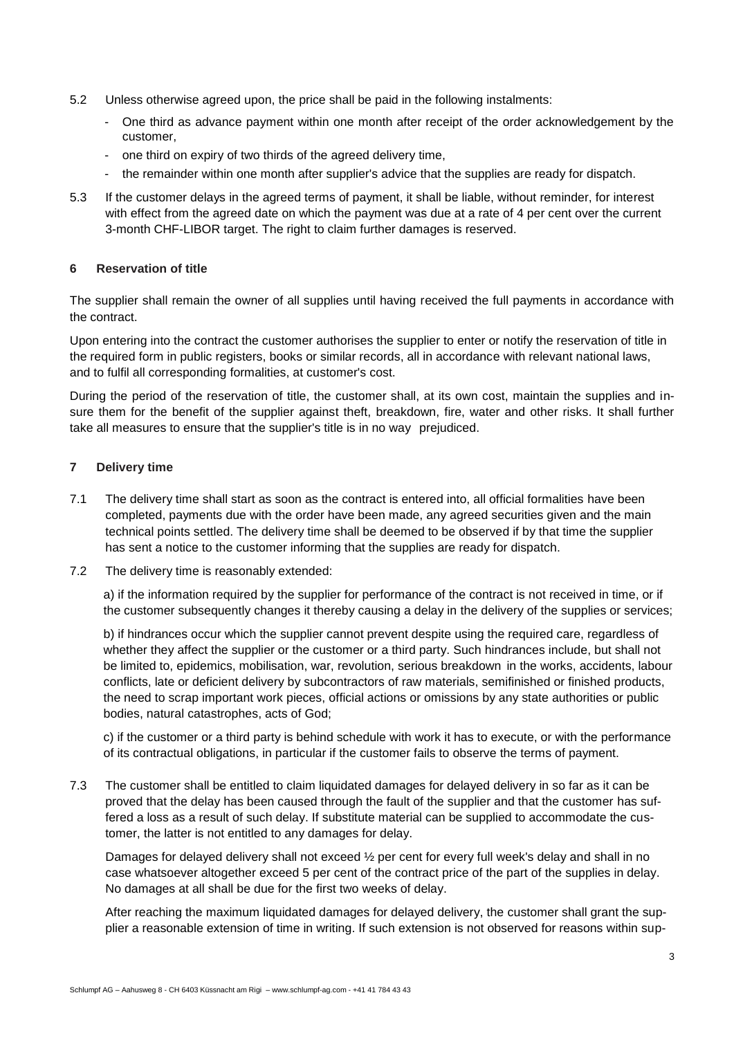5.2 Unless otherwise agreed upon, the price shall be paid in the following instalments:

- One third as advance payment within one month after receipt of the order acknowledgement by the customer,
- one third on expiry of two thirds of the agreed delivery time,
- the remainder within one month after supplier's advice that the supplies are ready for dispatch.

5.3 If the customer delays in the agreed terms of payment, it shall be liable, without reminder, for interest with effect from the agreed date on which the payment was due at a rate of 4 per cent over the current 3-month CHF-LIBOR target. The right to claim further damages is reserved.

## 6 Reservation of title

The supplier shall remain the owner of all supplies until having received the full payments in accordance with the contract.

Upon entering into the contract the customer authorises the supplier to enter or notify the reservation of title in the required form in public registers, books or similar records, all in accordance with relevant national laws, and to fulfil all corresponding formalities, at customer's cost.

During the period of the reservation of title, the customer shall, at its own cost, maintain the supplies and insure them for the benefit of the supplier against theft, breakdown, fire, water and other risks. It shall further take all measures to ensure that the supplier's title is in no way prejudiced.

## 7 Delivery time

7.1 The delivery time shall start as soon as the contract is entered into, all official formalities have been completed, payments due with the order have been made, any agreed securities given and the main technical points settled. The delivery time shall be deemed to be observed if by that time the supplier has sent a notice to the customer informing that the supplies are ready for dispatch.

7.2 The delivery time is reasonably extended:

a) if the information required by the supplier for performance of the contract is not received in time, or if the customer subsequently changes it thereby causing a delay in the delivery of the supplies or services;

b) if hindrances occur which the supplier cannot prevent despite using the required care, regardless of whether they affect the supplier or the customer or a third party. Such hindrances include, but shall not be limited to, epidemics, mobilisation, war, revolution, serious breakdown in the works, accidents, labour conflicts, late or deficient delivery by subcontractors of raw materials, semifinished or finished products, the need to scrap important work pieces, official actions or omissions by any state authorities or public bodies, natural catastrophes, acts of God;

c) if the customer or a third party is behind schedule with work it has to execute, or with the performance of its contractual obligations, in particular if the customer fails to observe the terms of payment.

7.3 The customer shall be entitled to claim liquidated damages for delayed delivery in so far as it can be proved that the delay has been caused through the fault of the supplier and that the customer has suffered a loss as a result of such delay. If substitute material can be supplied to accommodate the customer, the latter is not entitled to any damages for delay.

Damages for delayed delivery shall not exceed ½ per cent for every full week's delay and shall in no case whatsoever altogether exceed 5 per cent of the contract price of the part of the supplies in delay. No damages at all shall be due for the first two weeks of delay.

After reaching the maximum liquidated damages for delayed delivery, the customer shall grant the supplier a reasonable extension of time in writing. If such extension is not observed for reasons within sup-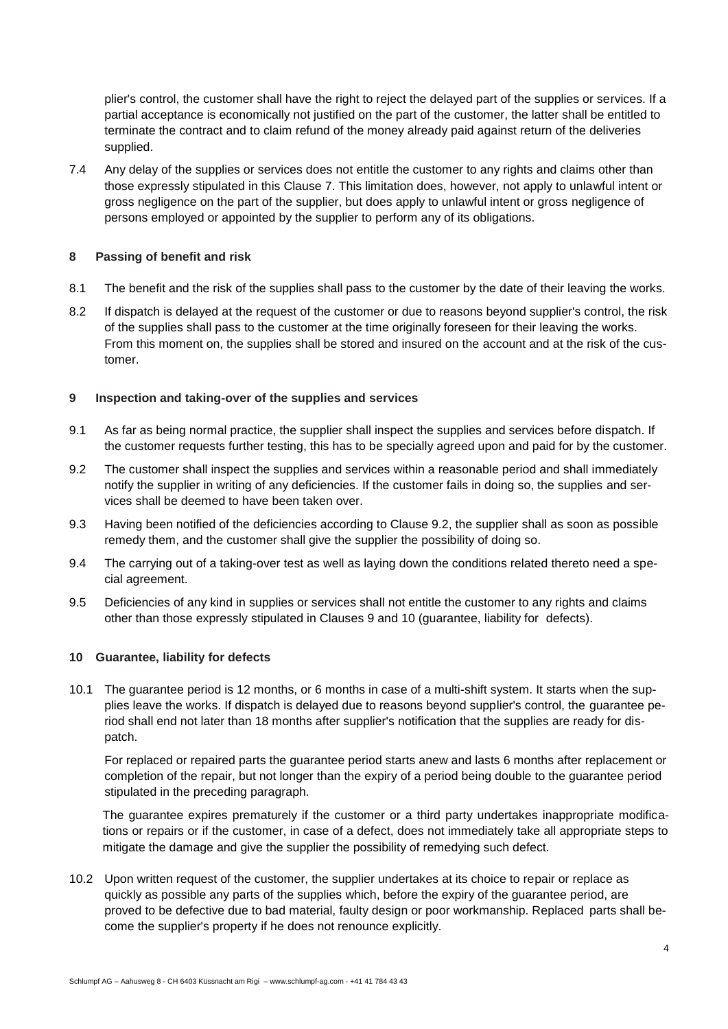plier's control, the customer shall have the right to reject the delayed part of the supplies or services. If a partial acceptance is economically not justified on the part of the customer, the latter shall be entitled to terminate the contract and to claim refund of the money already paid against return of the deliveries supplied.

7.4 Any delay of the supplies or services does not entitle the customer to any rights and claims other than those expressly stipulated in this Clause 7. This limitation does, however, not apply to unlawful intent or gross negligence on the part of the supplier, but does apply to unlawful intent or gross negligence of persons employed or appointed by the supplier to perform any of its obligations.

## 8 Passing of benefit and risk

8.1 The benefit and the risk of the supplies shall pass to the customer by the date of their leaving the works.

8.2 If dispatch is delayed at the request of the customer or due to reasons beyond supplier's control, the risk of the supplies shall pass to the customer at the time originally foreseen for their leaving the works. From this moment on, the supplies shall be stored and insured on the account and at the risk of the customer.

## 9 Inspection and taking-over of the supplies and services

9.1 As far as being normal practice, the supplier shall inspect the supplies and services before dispatch. If the customer requests further testing, this has to be specially agreed upon and paid for by the customer.

9.2 The customer shall inspect the supplies and services within a reasonable period and shall immediately notify the supplier in writing of any deficiencies. If the customer fails in doing so, the supplies and services shall be deemed to have been taken over.

9.3 Having been notified of the deficiencies according to Clause 9.2, the supplier shall as soon as possible remedy them, and the customer shall give the supplier the possibility of doing so.

9.4 The carrying out of a taking-over test as well as laying down the conditions related thereto need a special agreement.

9.5 Deficiencies of any kind in supplies or services shall not entitle the customer to any rights and claims other than those expressly stipulated in Clauses 9 and 10 (guarantee, liability for defects).

## 10 Guarantee, liability for defects

10.1 The guarantee period is 12 months, or 6 months in case of a multi-shift system. It starts when the supplies leave the works. If dispatch is delayed due to reasons beyond supplier's control, the guarantee period shall end not later than 18 months after supplier's notification that the supplies are ready for dispatch.

For replaced or repaired parts the guarantee period starts anew and lasts 6 months after replacement or completion of the repair, but not longer than the expiry of a period being double to the guarantee period stipulated in the preceding paragraph.

The guarantee expires prematurely if the customer or a third party undertakes inappropriate modifications or repairs or if the customer, in case of a defect, does not immediately take all appropriate steps to mitigate the damage and give the supplier the possibility of remedying such defect.

10.2 Upon written request of the customer, the supplier undertakes at its choice to repair or replace as quickly as possible any parts of the supplies which, before the expiry of the guarantee period, are proved to be defective due to bad material, faulty design or poor workmanship. Replaced parts shall become the supplier's property if he does not renounce explicitly.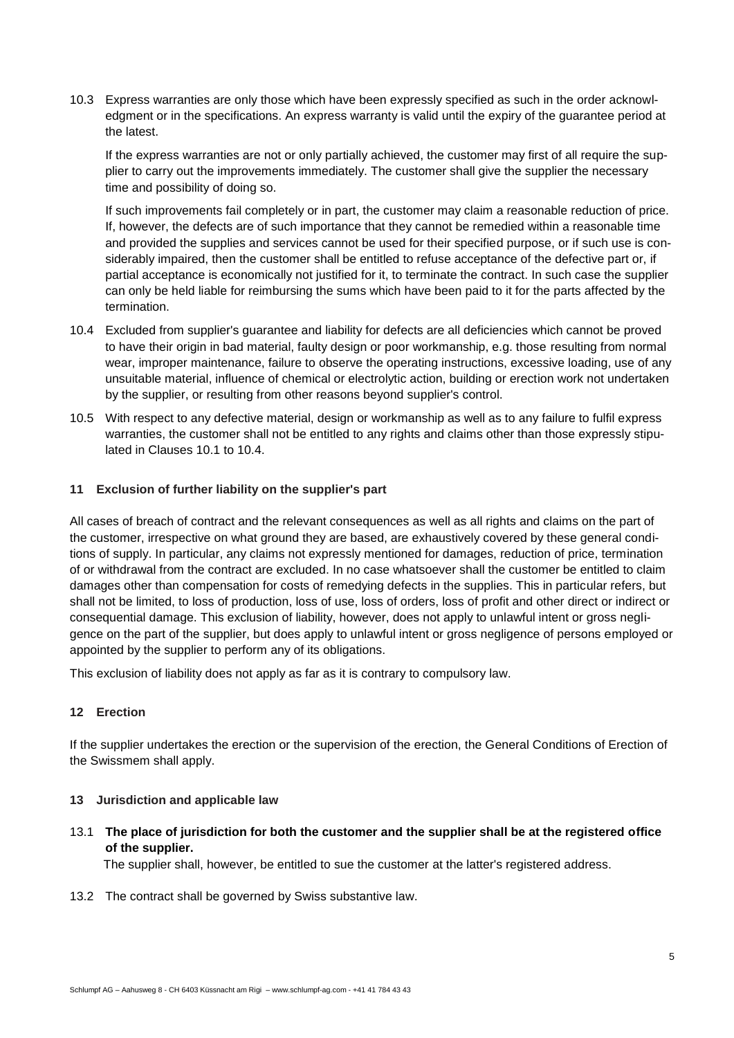10.3 Express warranties are only those which have been expressly specified as such in the order acknowledgment or in the specifications. An express warranty is valid until the expiry of the guarantee period at the latest.

If the express warranties are not or only partially achieved, the customer may first of all require the supplier to carry out the improvements immediately. The customer shall give the supplier the necessary time and possibility of doing so.

If such improvements fail completely or in part, the customer may claim a reasonable reduction of price. If, however, the defects are of such importance that they cannot be remedied within a reasonable time and provided the supplies and services cannot be used for their specified purpose, or if such use is considerably impaired, then the customer shall be entitled to refuse acceptance of the defective part or, if partial acceptance is economically not justified for it, to terminate the contract. In such case the supplier can only be held liable for reimbursing the sums which have been paid to it for the parts affected by the termination.

10.4 Excluded from supplier's guarantee and liability for defects are all deficiencies which cannot be proved to have their origin in bad material, faulty design or poor workmanship, e.g. those resulting from normal wear, improper maintenance, failure to observe the operating instructions, excessive loading, use of any unsuitable material, influence of chemical or electrolytic action, building or erection work not undertaken by the supplier, or resulting from other reasons beyond supplier's control.

10.5 With respect to any defective material, design or workmanship as well as to any failure to fulfil express warranties, the customer shall not be entitled to any rights and claims other than those expressly stipulated in Clauses 10.1 to 10.4.

## 11 Exclusion of further liability on the supplier's part

All cases of breach of contract and the relevant consequences as well as all rights and claims on the part of the customer, irrespective on what ground they are based, are exhaustively covered by these general conditions of supply. In particular, any claims not expressly mentioned for damages, reduction of price, termination of or withdrawal from the contract are excluded. In no case whatsoever shall the customer be entitled to claim damages other than compensation for costs of remedying defects in the supplies. This in particular refers, but shall not be limited, to loss of production, loss of use, loss of orders, loss of profit and other direct or indirect or consequential damage. This exclusion of liability, however, does not apply to unlawful intent or gross negligence on the part of the supplier, but does apply to unlawful intent or gross negligence of persons employed or appointed by the supplier to perform any of its obligations.

This exclusion of liability does not apply as far as it is contrary to compulsory law.

## 12 Erection

If the supplier undertakes the erection or the supervision of the erection, the General Conditions of Erection of the Swissmem shall apply.

## 13 Jurisdiction and applicable law

13.1 **The place of jurisdiction for both the customer and the supplier shall be at the registered office of the supplier.**
The supplier shall, however, be entitled to sue the customer at the latter's registered address.

13.2 The contract shall be governed by Swiss substantive law.